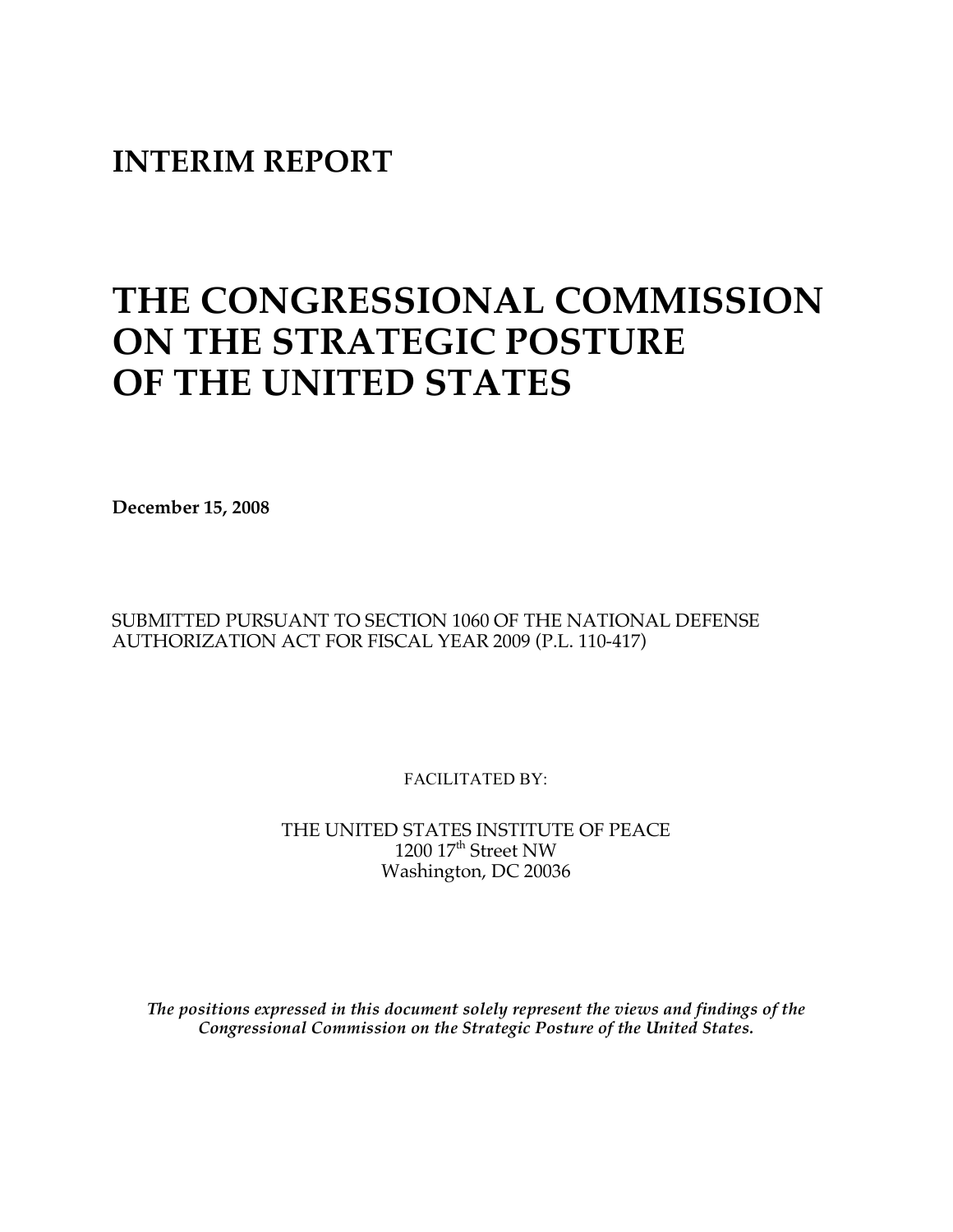# INTERIM REPORT

# THE CONGRESSIONAL COMMISSION ON THE STRATEGIC POSTURE OF THE UNITED STATES

**December 15, 2008**

SUBMITTED PURSUANT TO SECTION 1060 OF THE NATIONAL DEFENSE AUTHORIZATION ACT FOR FISCAL YEAR 2009 (P.L. 110-417)

FACILITATED BY:

THE UNITED STATES INSTITUTE OF PEACE
1200 17th Street NW
Washington, DC 20036

***The positions expressed in this document solely represent the views and findings of the Congressional Commission on the Strategic Posture of the United States.***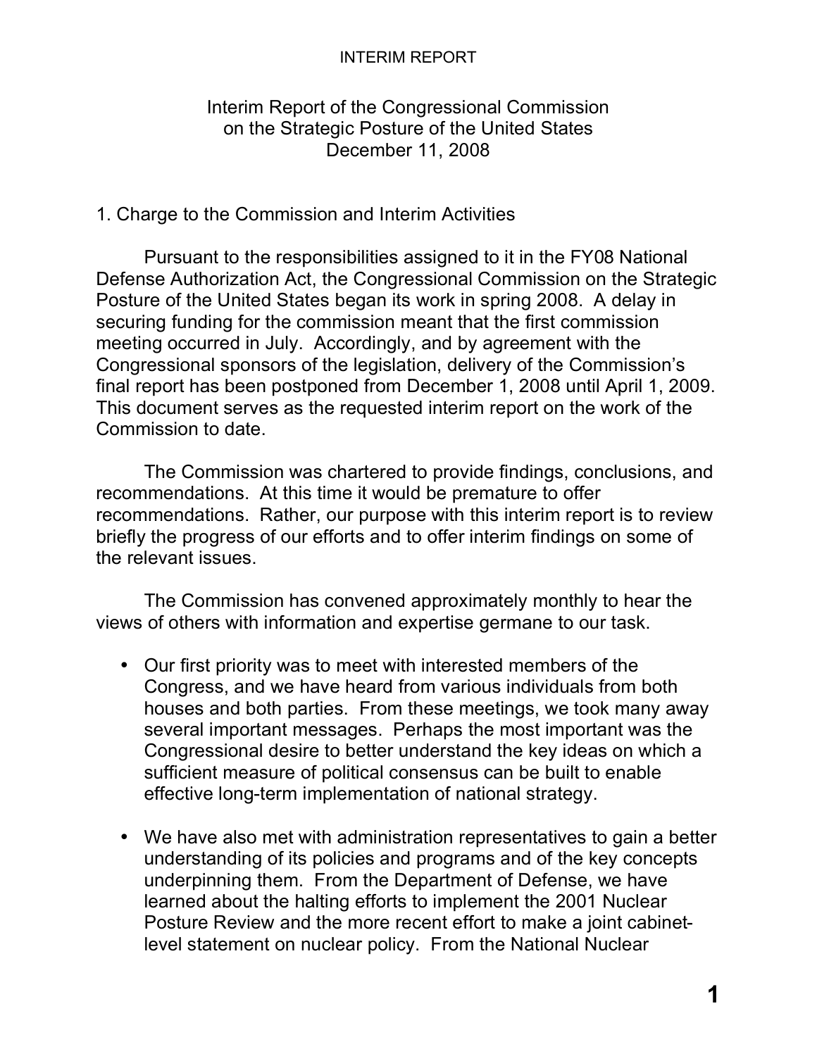Interim Report of the Congressional Commission on the Strategic Posture of the United States
December 11, 2008

## 1. Charge to the Commission and Interim Activities

Pursuant to the responsibilities assigned to it in the FY08 National Defense Authorization Act, the Congressional Commission on the Strategic Posture of the United States began its work in spring 2008. A delay in securing funding for the commission meant that the first commission meeting occurred in July. Accordingly, and by agreement with the Congressional sponsors of the legislation, delivery of the Commission's final report has been postponed from December 1, 2008 until April 1, 2009. This document serves as the requested interim report on the work of the Commission to date.

The Commission was chartered to provide findings, conclusions, and recommendations. At this time it would be premature to offer recommendations. Rather, our purpose with this interim report is to review briefly the progress of our efforts and to offer interim findings on some of the relevant issues.

The Commission has convened approximately monthly to hear the views of others with information and expertise germane to our task.

- Our first priority was to meet with interested members of the Congress, and we have heard from various individuals from both houses and both parties. From these meetings, we took many away several important messages. Perhaps the most important was the Congressional desire to better understand the key ideas on which a sufficient measure of political consensus can be built to enable effective long-term implementation of national strategy.
- We have also met with administration representatives to gain a better understanding of its policies and programs and of the key concepts underpinning them. From the Department of Defense, we have learned about the halting efforts to implement the 2001 Nuclear Posture Review and the more recent effort to make a joint cabinet-level statement on nuclear policy. From the National Nuclear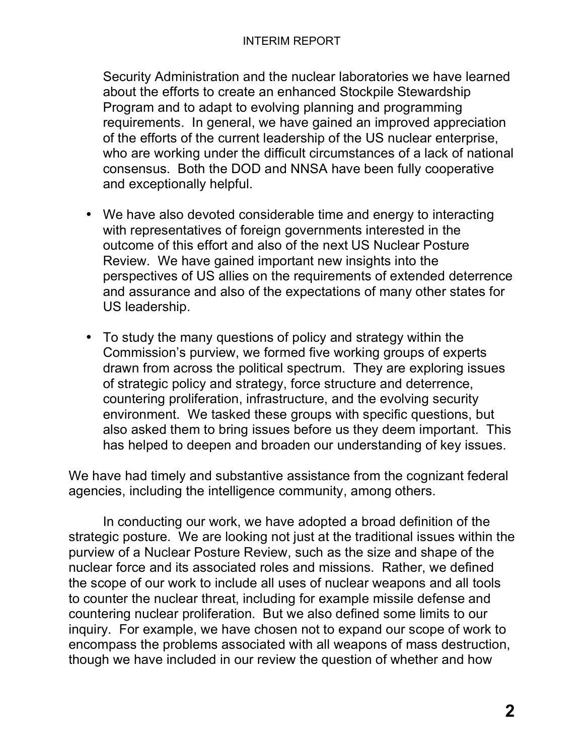Security Administration and the nuclear laboratories we have learned about the efforts to create an enhanced Stockpile Stewardship Program and to adapt to evolving planning and programming requirements. In general, we have gained an improved appreciation of the efforts of the current leadership of the US nuclear enterprise, who are working under the difficult circumstances of a lack of national consensus. Both the DOD and NNSA have been fully cooperative and exceptionally helpful.

- We have also devoted considerable time and energy to interacting with representatives of foreign governments interested in the outcome of this effort and also of the next US Nuclear Posture Review. We have gained important new insights into the perspectives of US allies on the requirements of extended deterrence and assurance and also of the expectations of many other states for US leadership.

- To study the many questions of policy and strategy within the Commission's purview, we formed five working groups of experts drawn from across the political spectrum. They are exploring issues of strategic policy and strategy, force structure and deterrence, countering proliferation, infrastructure, and the evolving security environment. We tasked these groups with specific questions, but also asked them to bring issues before us they deem important. This has helped to deepen and broaden our understanding of key issues.

We have had timely and substantive assistance from the cognizant federal agencies, including the intelligence community, among others.

In conducting our work, we have adopted a broad definition of the strategic posture. We are looking not just at the traditional issues within the purview of a Nuclear Posture Review, such as the size and shape of the nuclear force and its associated roles and missions. Rather, we defined the scope of our work to include all uses of nuclear weapons and all tools to counter the nuclear threat, including for example missile defense and countering nuclear proliferation. But we also defined some limits to our inquiry. For example, we have chosen not to expand our scope of work to encompass the problems associated with all weapons of mass destruction, though we have included in our review the question of whether and how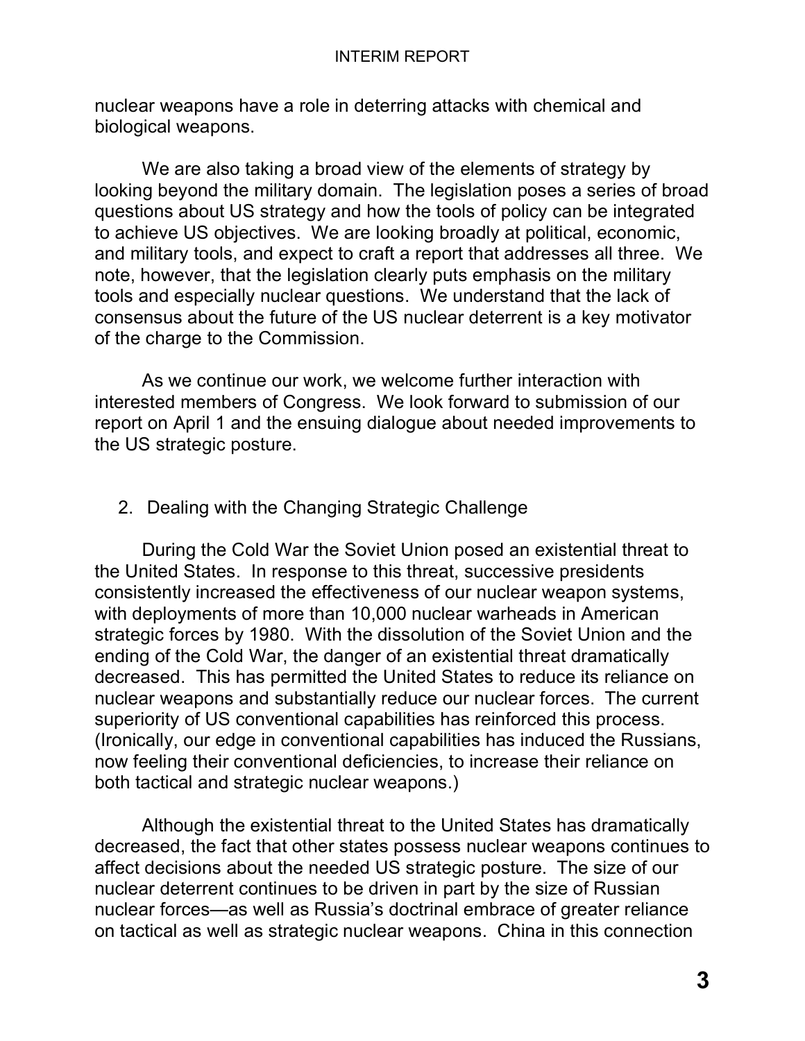nuclear weapons have a role in deterring attacks with chemical and biological weapons.

We are also taking a broad view of the elements of strategy by looking beyond the military domain. The legislation poses a series of broad questions about US strategy and how the tools of policy can be integrated to achieve US objectives. We are looking broadly at political, economic, and military tools, and expect to craft a report that addresses all three. We note, however, that the legislation clearly puts emphasis on the military tools and especially nuclear questions. We understand that the lack of consensus about the future of the US nuclear deterrent is a key motivator of the charge to the Commission.

As we continue our work, we welcome further interaction with interested members of Congress. We look forward to submission of our report on April 1 and the ensuing dialogue about needed improvements to the US strategic posture.

## 2. Dealing with the Changing Strategic Challenge

During the Cold War the Soviet Union posed an existential threat to the United States. In response to this threat, successive presidents consistently increased the effectiveness of our nuclear weapon systems, with deployments of more than 10,000 nuclear warheads in American strategic forces by 1980. With the dissolution of the Soviet Union and the ending of the Cold War, the danger of an existential threat dramatically decreased. This has permitted the United States to reduce its reliance on nuclear weapons and substantially reduce our nuclear forces. The current superiority of US conventional capabilities has reinforced this process. (Ironically, our edge in conventional capabilities has induced the Russians, now feeling their conventional deficiencies, to increase their reliance on both tactical and strategic nuclear weapons.)

Although the existential threat to the United States has dramatically decreased, the fact that other states possess nuclear weapons continues to affect decisions about the needed US strategic posture. The size of our nuclear deterrent continues to be driven in part by the size of Russian nuclear forces—as well as Russia's doctrinal embrace of greater reliance on tactical as well as strategic nuclear weapons. China in this connection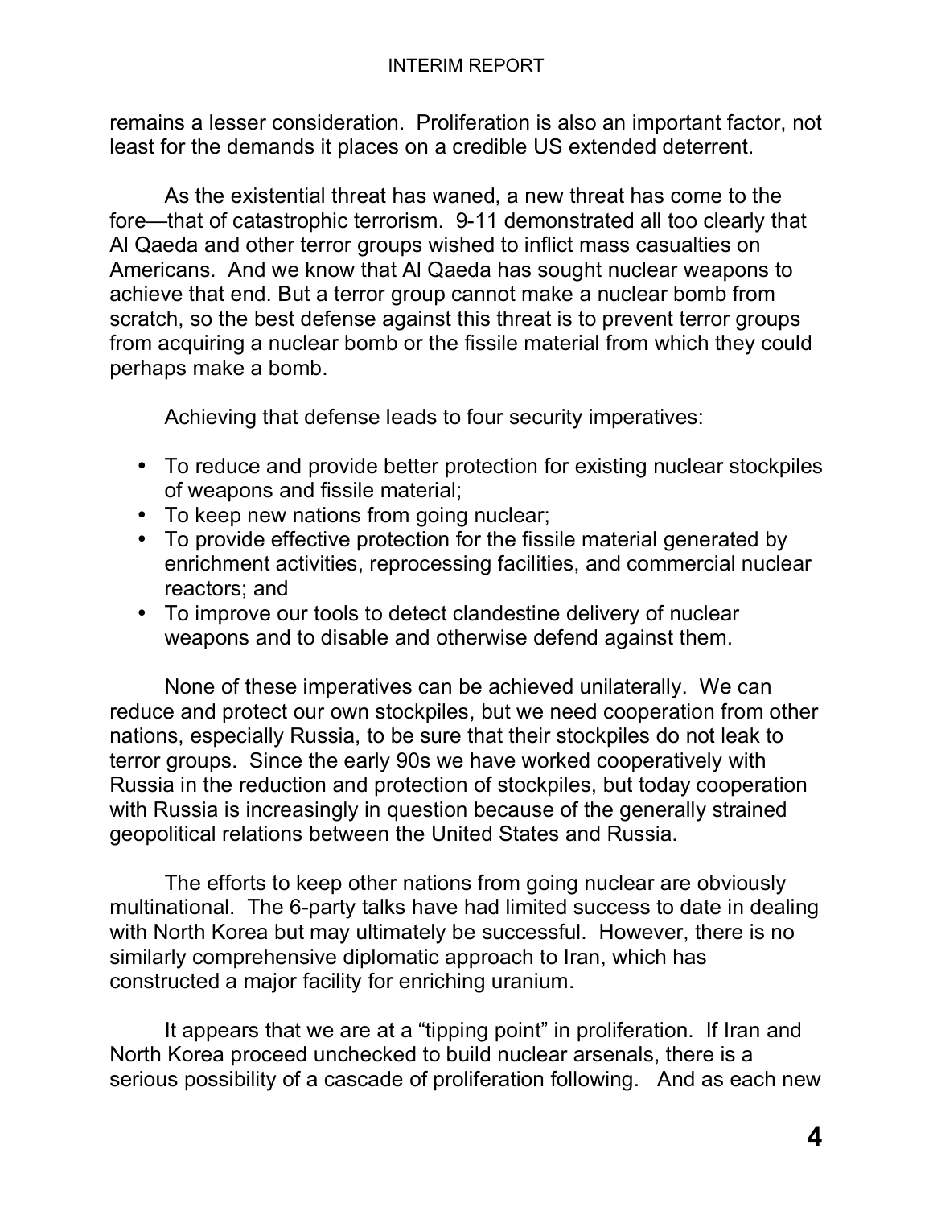remains a lesser consideration. Proliferation is also an important factor, not least for the demands it places on a credible US extended deterrent.

As the existential threat has waned, a new threat has come to the fore—that of catastrophic terrorism. 9-11 demonstrated all too clearly that Al Qaeda and other terror groups wished to inflict mass casualties on Americans. And we know that Al Qaeda has sought nuclear weapons to achieve that end. But a terror group cannot make a nuclear bomb from scratch, so the best defense against this threat is to prevent terror groups from acquiring a nuclear bomb or the fissile material from which they could perhaps make a bomb.

Achieving that defense leads to four security imperatives:

- To reduce and provide better protection for existing nuclear stockpiles of weapons and fissile material;
- To keep new nations from going nuclear;
- To provide effective protection for the fissile material generated by enrichment activities, reprocessing facilities, and commercial nuclear reactors; and
- To improve our tools to detect clandestine delivery of nuclear weapons and to disable and otherwise defend against them.

None of these imperatives can be achieved unilaterally. We can reduce and protect our own stockpiles, but we need cooperation from other nations, especially Russia, to be sure that their stockpiles do not leak to terror groups. Since the early 90s we have worked cooperatively with Russia in the reduction and protection of stockpiles, but today cooperation with Russia is increasingly in question because of the generally strained geopolitical relations between the United States and Russia.

The efforts to keep other nations from going nuclear are obviously multinational. The 6-party talks have had limited success to date in dealing with North Korea but may ultimately be successful. However, there is no similarly comprehensive diplomatic approach to Iran, which has constructed a major facility for enriching uranium.

It appears that we are at a "tipping point" in proliferation. If Iran and North Korea proceed unchecked to build nuclear arsenals, there is a serious possibility of a cascade of proliferation following. And as each new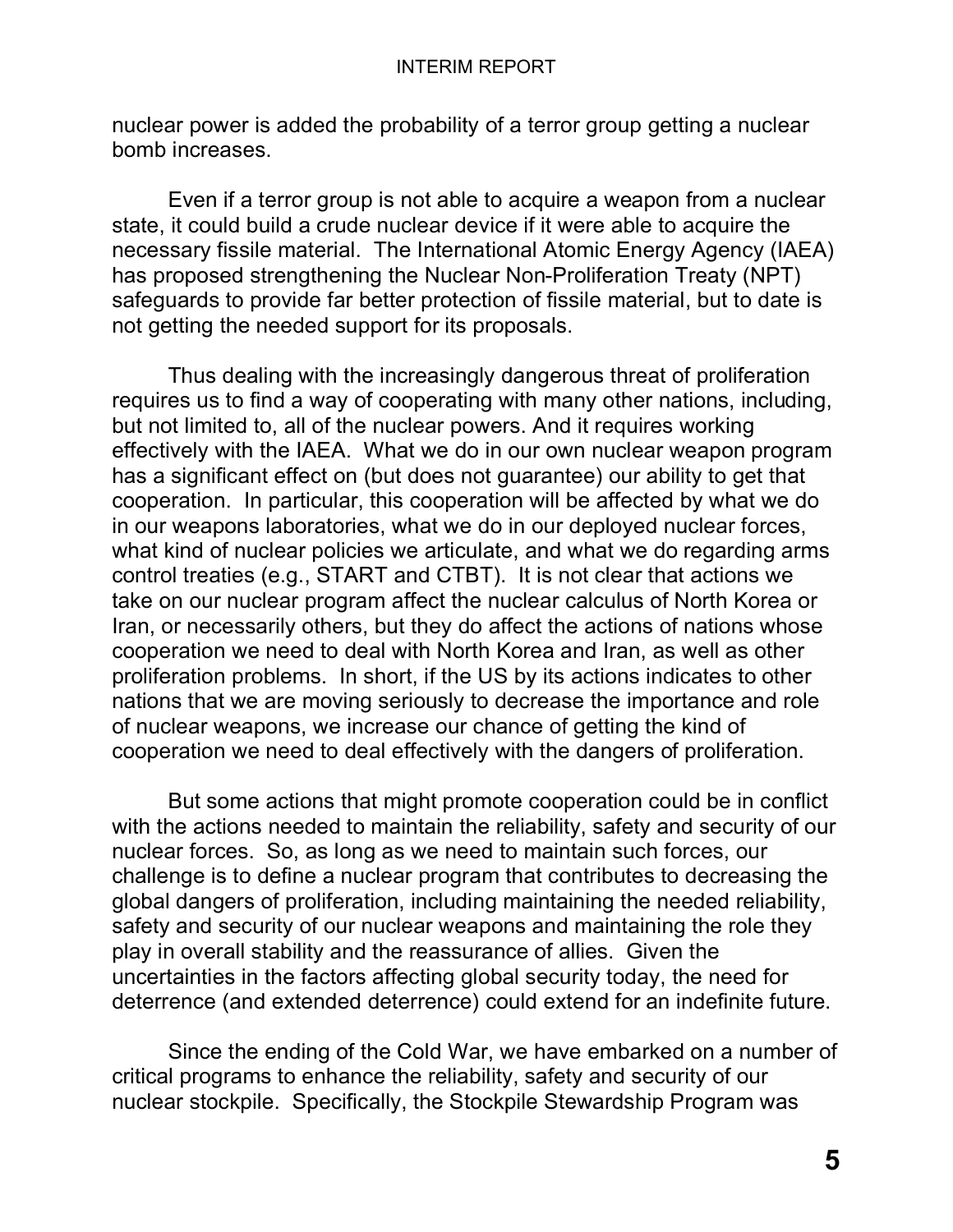nuclear power is added the probability of a terror group getting a nuclear bomb increases.

Even if a terror group is not able to acquire a weapon from a nuclear state, it could build a crude nuclear device if it were able to acquire the necessary fissile material. The International Atomic Energy Agency (IAEA) has proposed strengthening the Nuclear Non-Proliferation Treaty (NPT) safeguards to provide far better protection of fissile material, but to date is not getting the needed support for its proposals.

Thus dealing with the increasingly dangerous threat of proliferation requires us to find a way of cooperating with many other nations, including, but not limited to, all of the nuclear powers. And it requires working effectively with the IAEA. What we do in our own nuclear weapon program has a significant effect on (but does not guarantee) our ability to get that cooperation. In particular, this cooperation will be affected by what we do in our weapons laboratories, what we do in our deployed nuclear forces, what kind of nuclear policies we articulate, and what we do regarding arms control treaties (e.g., START and CTBT). It is not clear that actions we take on our nuclear program affect the nuclear calculus of North Korea or Iran, or necessarily others, but they do affect the actions of nations whose cooperation we need to deal with North Korea and Iran, as well as other proliferation problems. In short, if the US by its actions indicates to other nations that we are moving seriously to decrease the importance and role of nuclear weapons, we increase our chance of getting the kind of cooperation we need to deal effectively with the dangers of proliferation.

But some actions that might promote cooperation could be in conflict with the actions needed to maintain the reliability, safety and security of our nuclear forces. So, as long as we need to maintain such forces, our challenge is to define a nuclear program that contributes to decreasing the global dangers of proliferation, including maintaining the needed reliability, safety and security of our nuclear weapons and maintaining the role they play in overall stability and the reassurance of allies. Given the uncertainties in the factors affecting global security today, the need for deterrence (and extended deterrence) could extend for an indefinite future.

Since the ending of the Cold War, we have embarked on a number of critical programs to enhance the reliability, safety and security of our nuclear stockpile. Specifically, the Stockpile Stewardship Program was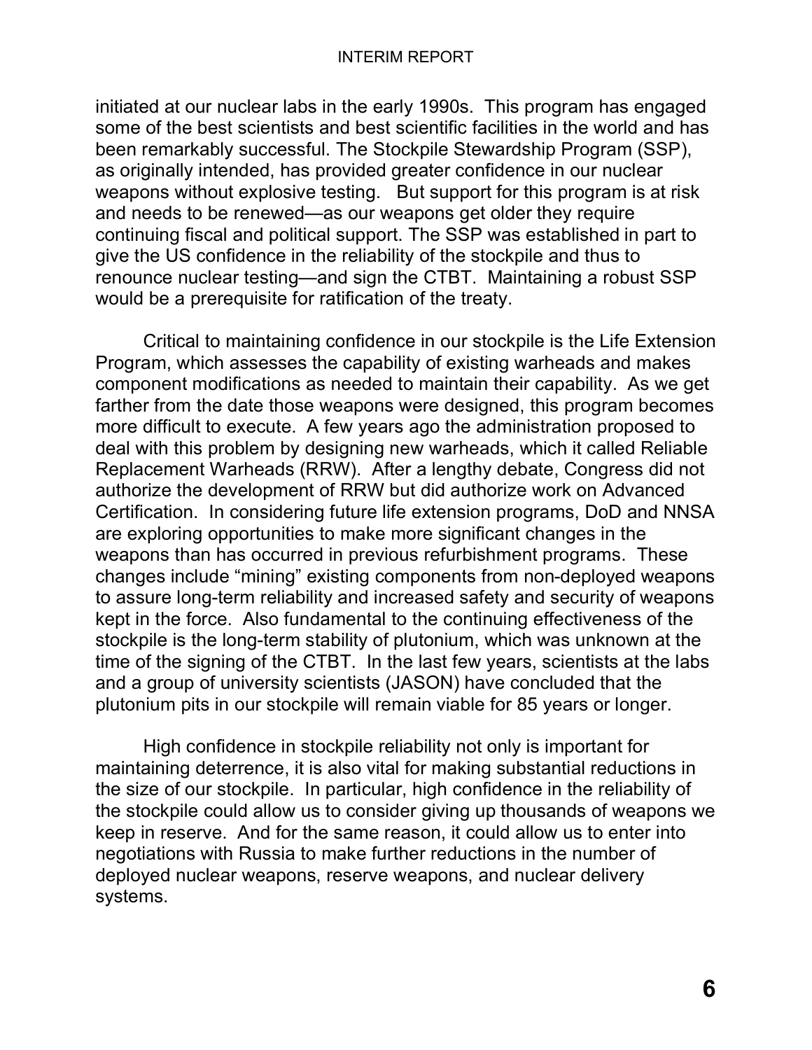initiated at our nuclear labs in the early 1990s. This program has engaged some of the best scientists and best scientific facilities in the world and has been remarkably successful. The Stockpile Stewardship Program (SSP), as originally intended, has provided greater confidence in our nuclear weapons without explosive testing. But support for this program is at risk and needs to be renewed—as our weapons get older they require continuing fiscal and political support. The SSP was established in part to give the US confidence in the reliability of the stockpile and thus to renounce nuclear testing—and sign the CTBT. Maintaining a robust SSP would be a prerequisite for ratification of the treaty.

Critical to maintaining confidence in our stockpile is the Life Extension Program, which assesses the capability of existing warheads and makes component modifications as needed to maintain their capability. As we get farther from the date those weapons were designed, this program becomes more difficult to execute. A few years ago the administration proposed to deal with this problem by designing new warheads, which it called Reliable Replacement Warheads (RRW). After a lengthy debate, Congress did not authorize the development of RRW but did authorize work on Advanced Certification. In considering future life extension programs, DoD and NNSA are exploring opportunities to make more significant changes in the weapons than has occurred in previous refurbishment programs. These changes include "mining" existing components from non-deployed weapons to assure long-term reliability and increased safety and security of weapons kept in the force. Also fundamental to the continuing effectiveness of the stockpile is the long-term stability of plutonium, which was unknown at the time of the signing of the CTBT. In the last few years, scientists at the labs and a group of university scientists (JASON) have concluded that the plutonium pits in our stockpile will remain viable for 85 years or longer.

High confidence in stockpile reliability not only is important for maintaining deterrence, it is also vital for making substantial reductions in the size of our stockpile. In particular, high confidence in the reliability of the stockpile could allow us to consider giving up thousands of weapons we keep in reserve. And for the same reason, it could allow us to enter into negotiations with Russia to make further reductions in the number of deployed nuclear weapons, reserve weapons, and nuclear delivery systems.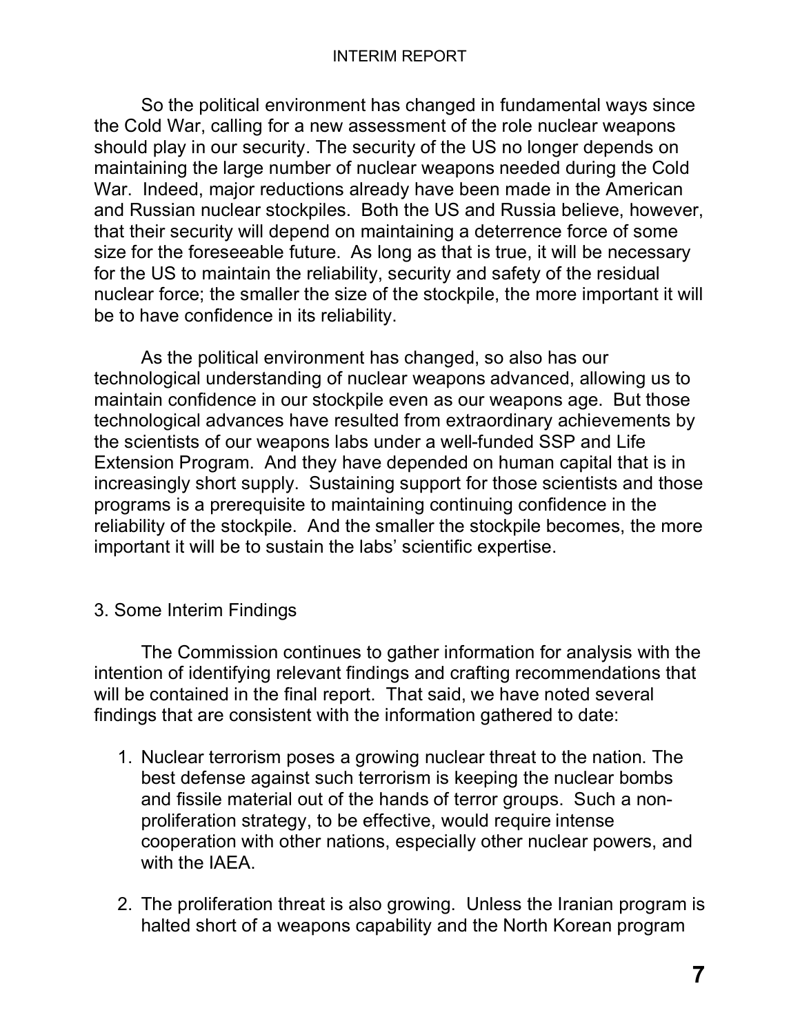So the political environment has changed in fundamental ways since the Cold War, calling for a new assessment of the role nuclear weapons should play in our security. The security of the US no longer depends on maintaining the large number of nuclear weapons needed during the Cold War. Indeed, major reductions already have been made in the American and Russian nuclear stockpiles. Both the US and Russia believe, however, that their security will depend on maintaining a deterrence force of some size for the foreseeable future. As long as that is true, it will be necessary for the US to maintain the reliability, security and safety of the residual nuclear force; the smaller the size of the stockpile, the more important it will be to have confidence in its reliability.

As the political environment has changed, so also has our technological understanding of nuclear weapons advanced, allowing us to maintain confidence in our stockpile even as our weapons age. But those technological advances have resulted from extraordinary achievements by the scientists of our weapons labs under a well-funded SSP and Life Extension Program. And they have depended on human capital that is in increasingly short supply. Sustaining support for those scientists and those programs is a prerequisite to maintaining continuing confidence in the reliability of the stockpile. And the smaller the stockpile becomes, the more important it will be to sustain the labs' scientific expertise.

## 3. Some Interim Findings

The Commission continues to gather information for analysis with the intention of identifying relevant findings and crafting recommendations that will be contained in the final report. That said, we have noted several findings that are consistent with the information gathered to date:

1. Nuclear terrorism poses a growing nuclear threat to the nation. The best defense against such terrorism is keeping the nuclear bombs and fissile material out of the hands of terror groups. Such a non-proliferation strategy, to be effective, would require intense cooperation with other nations, especially other nuclear powers, and with the IAEA.

2. The proliferation threat is also growing. Unless the Iranian program is halted short of a weapons capability and the North Korean program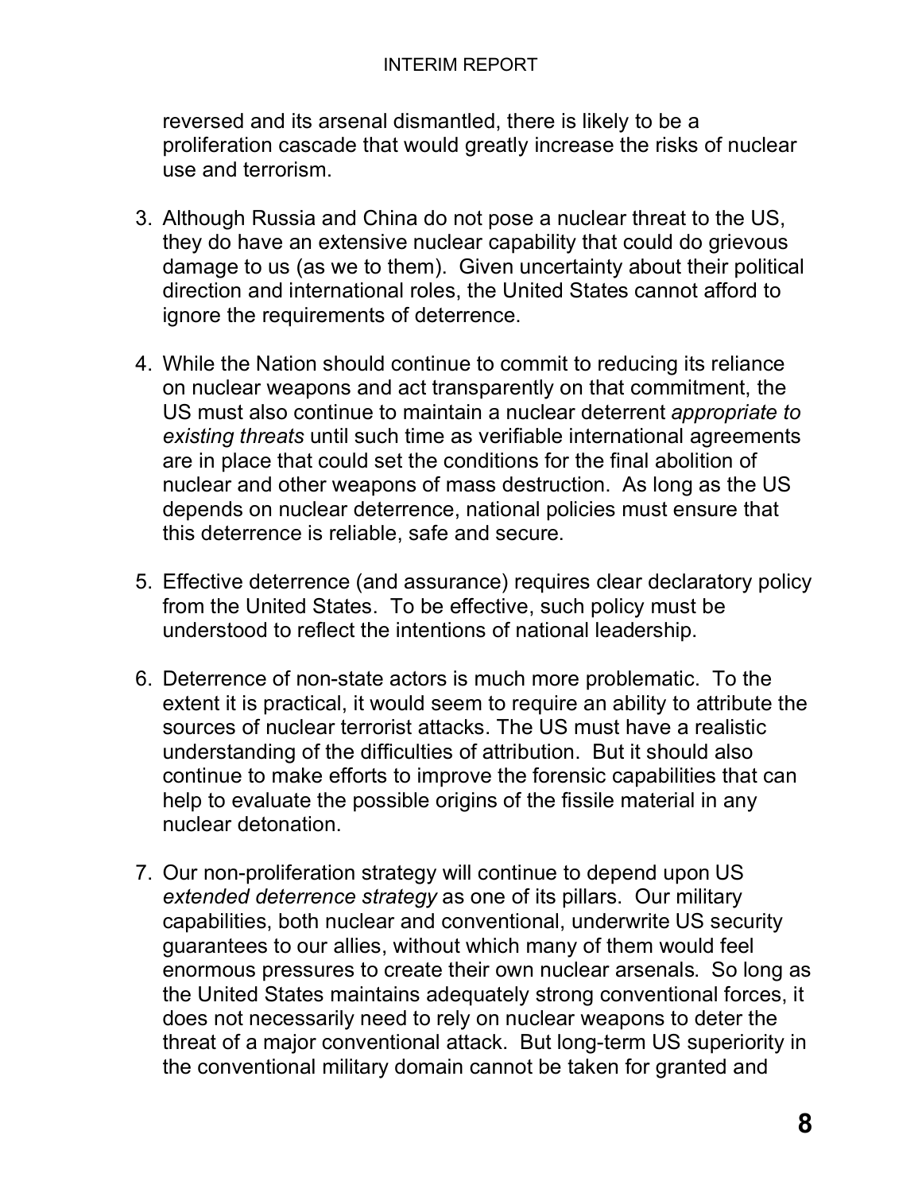reversed and its arsenal dismantled, there is likely to be a proliferation cascade that would greatly increase the risks of nuclear use and terrorism.

3. Although Russia and China do not pose a nuclear threat to the US, they do have an extensive nuclear capability that could do grievous damage to us (as we to them). Given uncertainty about their political direction and international roles, the United States cannot afford to ignore the requirements of deterrence.

4. While the Nation should continue to commit to reducing its reliance on nuclear weapons and act transparently on that commitment, the US must also continue to maintain a nuclear deterrent *appropriate to existing threats* until such time as verifiable international agreements are in place that could set the conditions for the final abolition of nuclear and other weapons of mass destruction. As long as the US depends on nuclear deterrence, national policies must ensure that this deterrence is reliable, safe and secure.

5. Effective deterrence (and assurance) requires clear declaratory policy from the United States. To be effective, such policy must be understood to reflect the intentions of national leadership.

6. Deterrence of non-state actors is much more problematic. To the extent it is practical, it would seem to require an ability to attribute the sources of nuclear terrorist attacks. The US must have a realistic understanding of the difficulties of attribution. But it should also continue to make efforts to improve the forensic capabilities that can help to evaluate the possible origins of the fissile material in any nuclear detonation.

7. Our non-proliferation strategy will continue to depend upon US *extended deterrence strategy* as one of its pillars. Our military capabilities, both nuclear and conventional, underwrite US security guarantees to our allies, without which many of them would feel enormous pressures to create their own nuclear arsenals. So long as the United States maintains adequately strong conventional forces, it does not necessarily need to rely on nuclear weapons to deter the threat of a major conventional attack. But long-term US superiority in the conventional military domain cannot be taken for granted and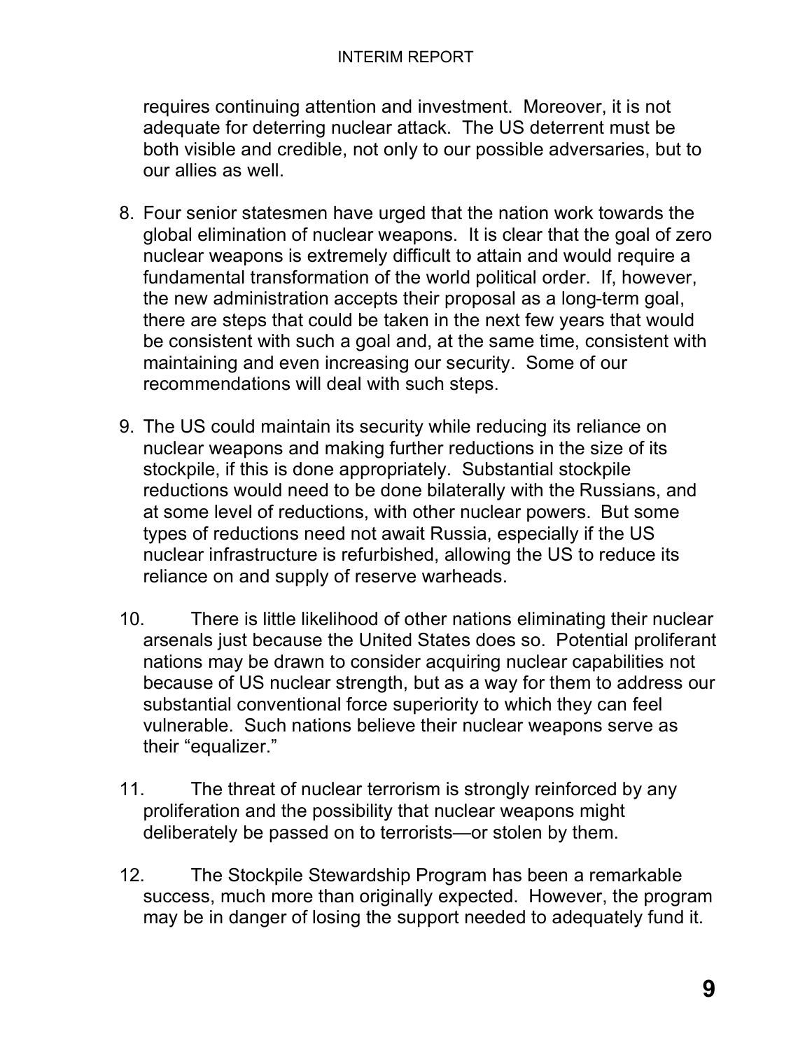requires continuing attention and investment. Moreover, it is not adequate for deterring nuclear attack. The US deterrent must be both visible and credible, not only to our possible adversaries, but to our allies as well.

8. Four senior statesmen have urged that the nation work towards the global elimination of nuclear weapons. It is clear that the goal of zero nuclear weapons is extremely difficult to attain and would require a fundamental transformation of the world political order. If, however, the new administration accepts their proposal as a long-term goal, there are steps that could be taken in the next few years that would be consistent with such a goal and, at the same time, consistent with maintaining and even increasing our security. Some of our recommendations will deal with such steps.

9. The US could maintain its security while reducing its reliance on nuclear weapons and making further reductions in the size of its stockpile, if this is done appropriately. Substantial stockpile reductions would need to be done bilaterally with the Russians, and at some level of reductions, with other nuclear powers. But some types of reductions need not await Russia, especially if the US nuclear infrastructure is refurbished, allowing the US to reduce its reliance on and supply of reserve warheads.

10. There is little likelihood of other nations eliminating their nuclear arsenals just because the United States does so. Potential proliferant nations may be drawn to consider acquiring nuclear capabilities not because of US nuclear strength, but as a way for them to address our substantial conventional force superiority to which they can feel vulnerable. Such nations believe their nuclear weapons serve as their "equalizer."

11. The threat of nuclear terrorism is strongly reinforced by any proliferation and the possibility that nuclear weapons might deliberately be passed on to terrorists—or stolen by them.

12. The Stockpile Stewardship Program has been a remarkable success, much more than originally expected. However, the program may be in danger of losing the support needed to adequately fund it.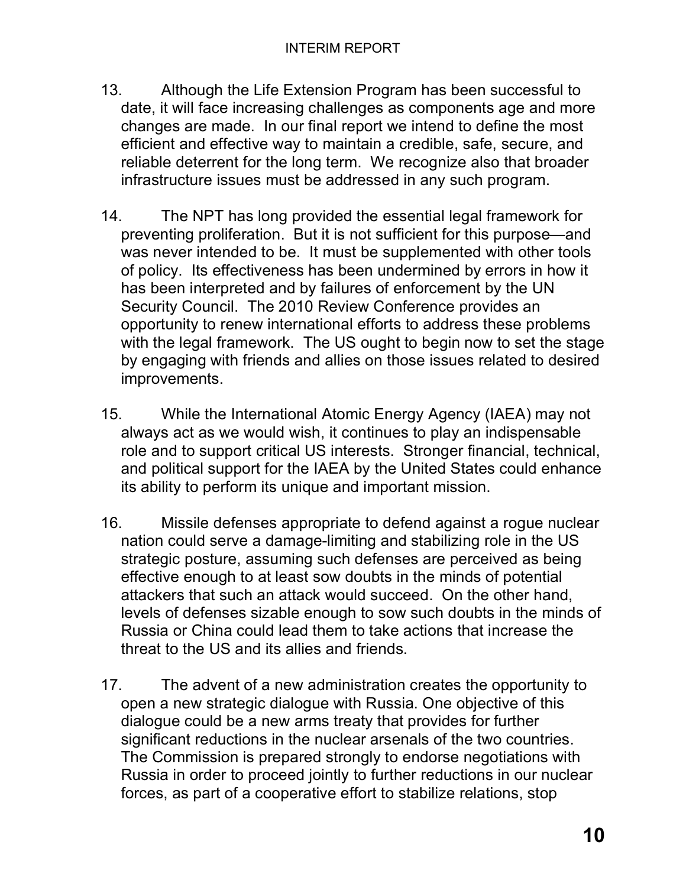13. Although the Life Extension Program has been successful to date, it will face increasing challenges as components age and more changes are made. In our final report we intend to define the most efficient and effective way to maintain a credible, safe, secure, and reliable deterrent for the long term. We recognize also that broader infrastructure issues must be addressed in any such program.

14. The NPT has long provided the essential legal framework for preventing proliferation. But it is not sufficient for this purpose—and was never intended to be. It must be supplemented with other tools of policy. Its effectiveness has been undermined by errors in how it has been interpreted and by failures of enforcement by the UN Security Council. The 2010 Review Conference provides an opportunity to renew international efforts to address these problems with the legal framework. The US ought to begin now to set the stage by engaging with friends and allies on those issues related to desired improvements.

15. While the International Atomic Energy Agency (IAEA) may not always act as we would wish, it continues to play an indispensable role and to support critical US interests. Stronger financial, technical, and political support for the IAEA by the United States could enhance its ability to perform its unique and important mission.

16. Missile defenses appropriate to defend against a rogue nuclear nation could serve a damage-limiting and stabilizing role in the US strategic posture, assuming such defenses are perceived as being effective enough to at least sow doubts in the minds of potential attackers that such an attack would succeed. On the other hand, levels of defenses sizable enough to sow such doubts in the minds of Russia or China could lead them to take actions that increase the threat to the US and its allies and friends.

17. The advent of a new administration creates the opportunity to open a new strategic dialogue with Russia. One objective of this dialogue could be a new arms treaty that provides for further significant reductions in the nuclear arsenals of the two countries. The Commission is prepared strongly to endorse negotiations with Russia in order to proceed jointly to further reductions in our nuclear forces, as part of a cooperative effort to stabilize relations, stop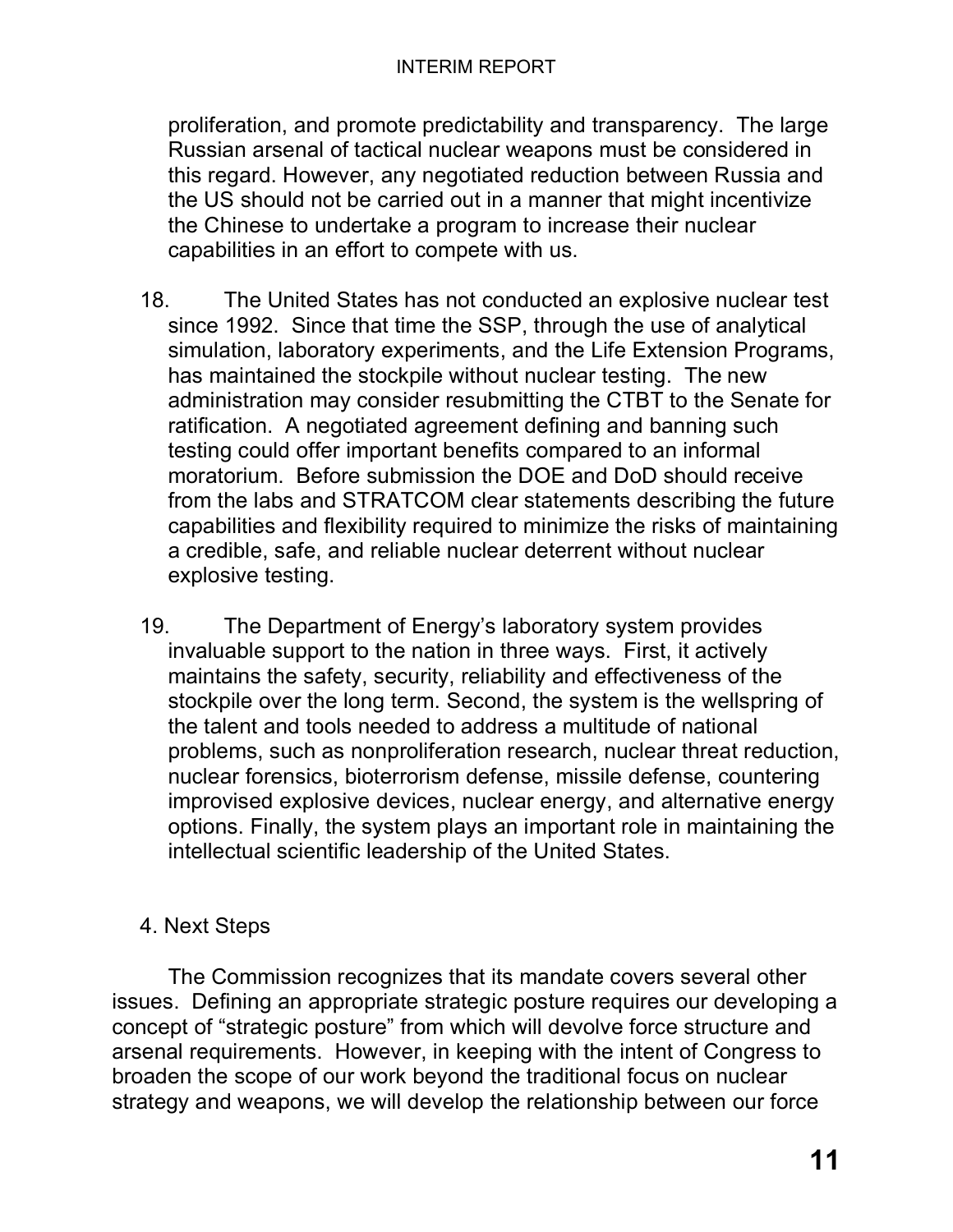proliferation, and promote predictability and transparency. The large Russian arsenal of tactical nuclear weapons must be considered in this regard. However, any negotiated reduction between Russia and the US should not be carried out in a manner that might incentivize the Chinese to undertake a program to increase their nuclear capabilities in an effort to compete with us.

18. The United States has not conducted an explosive nuclear test since 1992. Since that time the SSP, through the use of analytical simulation, laboratory experiments, and the Life Extension Programs, has maintained the stockpile without nuclear testing. The new administration may consider resubmitting the CTBT to the Senate for ratification. A negotiated agreement defining and banning such testing could offer important benefits compared to an informal moratorium. Before submission the DOE and DoD should receive from the labs and STRATCOM clear statements describing the future capabilities and flexibility required to minimize the risks of maintaining a credible, safe, and reliable nuclear deterrent without nuclear explosive testing.

19. The Department of Energy's laboratory system provides invaluable support to the nation in three ways. First, it actively maintains the safety, security, reliability and effectiveness of the stockpile over the long term. Second, the system is the wellspring of the talent and tools needed to address a multitude of national problems, such as nonproliferation research, nuclear threat reduction, nuclear forensics, bioterrorism defense, missile defense, countering improvised explosive devices, nuclear energy, and alternative energy options. Finally, the system plays an important role in maintaining the intellectual scientific leadership of the United States.

## 4. Next Steps

The Commission recognizes that its mandate covers several other issues. Defining an appropriate strategic posture requires our developing a concept of "strategic posture" from which will devolve force structure and arsenal requirements. However, in keeping with the intent of Congress to broaden the scope of our work beyond the traditional focus on nuclear strategy and weapons, we will develop the relationship between our force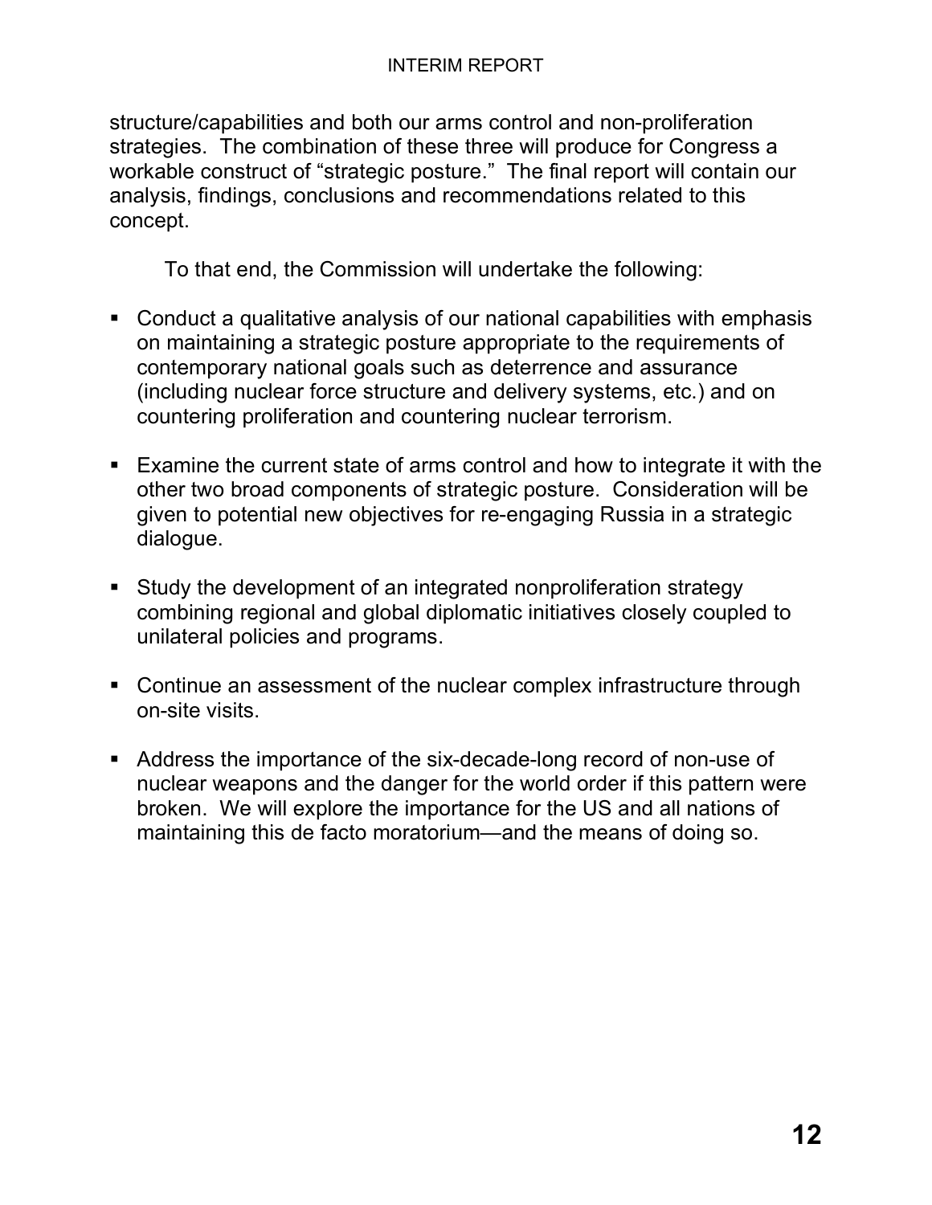structure/capabilities and both our arms control and non-proliferation strategies. The combination of these three will produce for Congress a workable construct of "strategic posture." The final report will contain our analysis, findings, conclusions and recommendations related to this concept.

To that end, the Commission will undertake the following:

- Conduct a qualitative analysis of our national capabilities with emphasis on maintaining a strategic posture appropriate to the requirements of contemporary national goals such as deterrence and assurance (including nuclear force structure and delivery systems, etc.) and on countering proliferation and countering nuclear terrorism.
- Examine the current state of arms control and how to integrate it with the other two broad components of strategic posture. Consideration will be given to potential new objectives for re-engaging Russia in a strategic dialogue.
- Study the development of an integrated nonproliferation strategy combining regional and global diplomatic initiatives closely coupled to unilateral policies and programs.
- Continue an assessment of the nuclear complex infrastructure through on-site visits.
- Address the importance of the six-decade-long record of non-use of nuclear weapons and the danger for the world order if this pattern were broken. We will explore the importance for the US and all nations of maintaining this de facto moratorium—and the means of doing so.